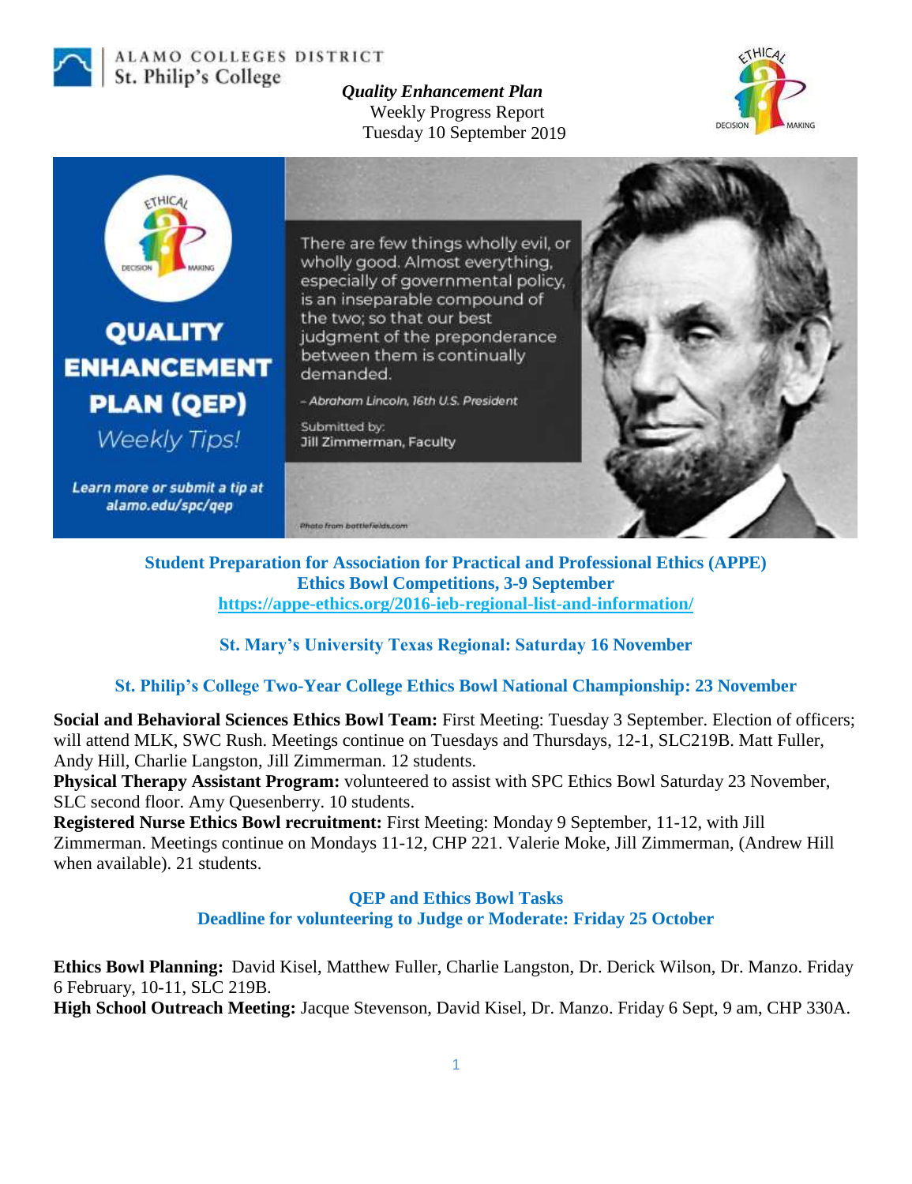ALAMO COLLEGES DISTRICT
St. Philip's College

*Quality Enhancement Plan*
Weekly Progress Report
Tuesday 10 September 2019

**QUALITY ENHANCEMENT PLAN (QEP)**
*Weekly Tips!*

**Learn more or submit a tip at alamo.edu/spc/qep**

There are few things wholly evil, or wholly good. Almost everything, especially of governmental policy, is an inseparable compound of the two; so that our best judgment of the preponderance between them is continually demanded.

*– Abraham Lincoln, 16th U.S. President*

Submitted by:
Jill Zimmerman, Faculty

Photo from battlefields.com

## Student Preparation for Association for Practical and Professional Ethics (APPE) Ethics Bowl Competitions, 3-9 September

https://appe-ethics.org/2016-ieb-regional-list-and-information/

## St. Mary's University Texas Regional: Saturday 16 November

## St. Philip's College Two-Year College Ethics Bowl National Championship: 23 November

**Social and Behavioral Sciences Ethics Bowl Team:** First Meeting: Tuesday 3 September. Election of officers; will attend MLK, SWC Rush. Meetings continue on Tuesdays and Thursdays, 12-1, SLC219B. Matt Fuller, Andy Hill, Charlie Langston, Jill Zimmerman. 12 students.

**Physical Therapy Assistant Program:** volunteered to assist with SPC Ethics Bowl Saturday 23 November, SLC second floor. Amy Quesenberry. 10 students.

**Registered Nurse Ethics Bowl recruitment:** First Meeting: Monday 9 September, 11-12, with Jill Zimmerman. Meetings continue on Mondays 11-12, CHP 221. Valerie Moke, Jill Zimmerman, (Andrew Hill when available). 21 students.

## QEP and Ethics Bowl Tasks
## Deadline for volunteering to Judge or Moderate: Friday 25 October

**Ethics Bowl Planning:** David Kisel, Matthew Fuller, Charlie Langston, Dr. Derick Wilson, Dr. Manzo. Friday 6 February, 10-11, SLC 219B.

**High School Outreach Meeting:** Jacque Stevenson, David Kisel, Dr. Manzo. Friday 6 Sept, 9 am, CHP 330A.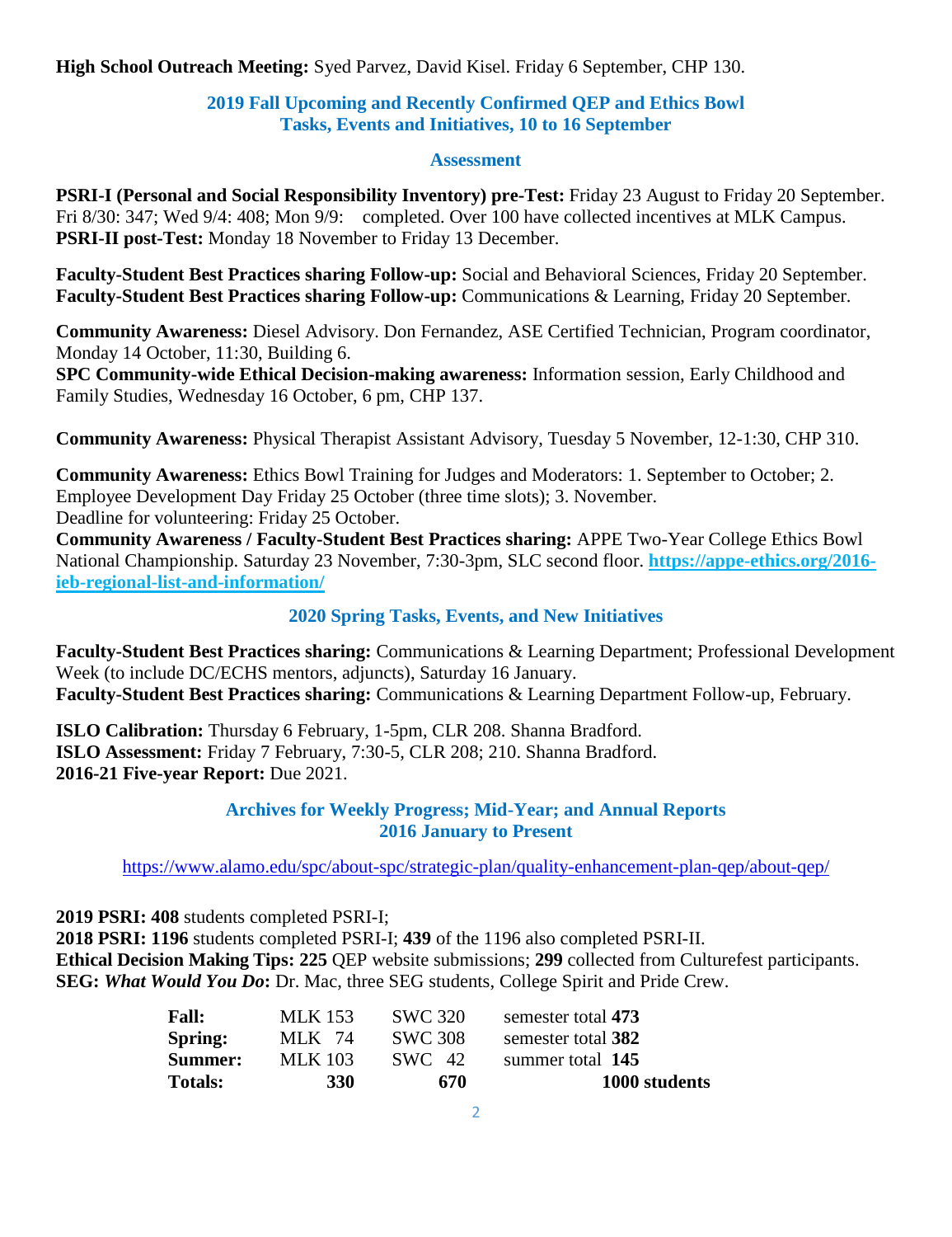**High School Outreach Meeting:** Syed Parvez, David Kisel. Friday 6 September, CHP 130.

## 2019 Fall Upcoming and Recently Confirmed QEP and Ethics Bowl Tasks, Events and Initiatives, 10 to 16 September

### Assessment

**PSRI-I (Personal and Social Responsibility Inventory) pre-Test:** Friday 23 August to Friday 20 September. Fri 8/30: 347; Wed 9/4: 408; Mon 9/9: completed. Over 100 have collected incentives at MLK Campus.
**PSRI-II post-Test:** Monday 18 November to Friday 13 December.

**Faculty-Student Best Practices sharing Follow-up:** Social and Behavioral Sciences, Friday 20 September.
**Faculty-Student Best Practices sharing Follow-up:** Communications & Learning, Friday 20 September.

**Community Awareness:** Diesel Advisory. Don Fernandez, ASE Certified Technician, Program coordinator, Monday 14 October, 11:30, Building 6.
**SPC Community-wide Ethical Decision-making awareness:** Information session, Early Childhood and Family Studies, Wednesday 16 October, 6 pm, CHP 137.

**Community Awareness:** Physical Therapist Assistant Advisory, Tuesday 5 November, 12-1:30, CHP 310.

**Community Awareness:** Ethics Bowl Training for Judges and Moderators: 1. September to October; 2. Employee Development Day Friday 25 October (three time slots); 3. November.
Deadline for volunteering: Friday 25 October.
**Community Awareness / Faculty-Student Best Practices sharing:** APPE Two-Year College Ethics Bowl National Championship. Saturday 23 November, 7:30-3pm, SLC second floor. **https://appe-ethics.org/2016-ieb-regional-list-and-information/**

## 2020 Spring Tasks, Events, and New Initiatives

**Faculty-Student Best Practices sharing:** Communications & Learning Department; Professional Development Week (to include DC/ECHS mentors, adjuncts), Saturday 16 January.
**Faculty-Student Best Practices sharing:** Communications & Learning Department Follow-up, February.

**ISLO Calibration:** Thursday 6 February, 1-5pm, CLR 208. Shanna Bradford.
**ISLO Assessment:** Friday 7 February, 7:30-5, CLR 208; 210. Shanna Bradford.
**2016-21 Five-year Report:** Due 2021.

## Archives for Weekly Progress; Mid-Year; and Annual Reports 2016 January to Present

https://www.alamo.edu/spc/about-spc/strategic-plan/quality-enhancement-plan-qep/about-qep/

**2019 PSRI: 408** students completed PSRI-I;
**2018 PSRI: 1196** students completed PSRI-I; **439** of the 1196 also completed PSRI-II.
**Ethical Decision Making Tips: 225** QEP website submissions; **299** collected from Culturefest participants.
**SEG:** ***What Would You Do*****:** Dr. Mac, three SEG students, College Spirit and Pride Crew.

| | | | |
|---|---|---|---|
| **Fall:** | MLK 153 | SWC 320 | semester total **473** |
| **Spring:** | MLK 74 | SWC 308 | semester total **382** |
| **Summer:** | MLK 103 | SWC 42 | summer total **145** |
| **Totals:** | **330** | **670** | **1000 students** |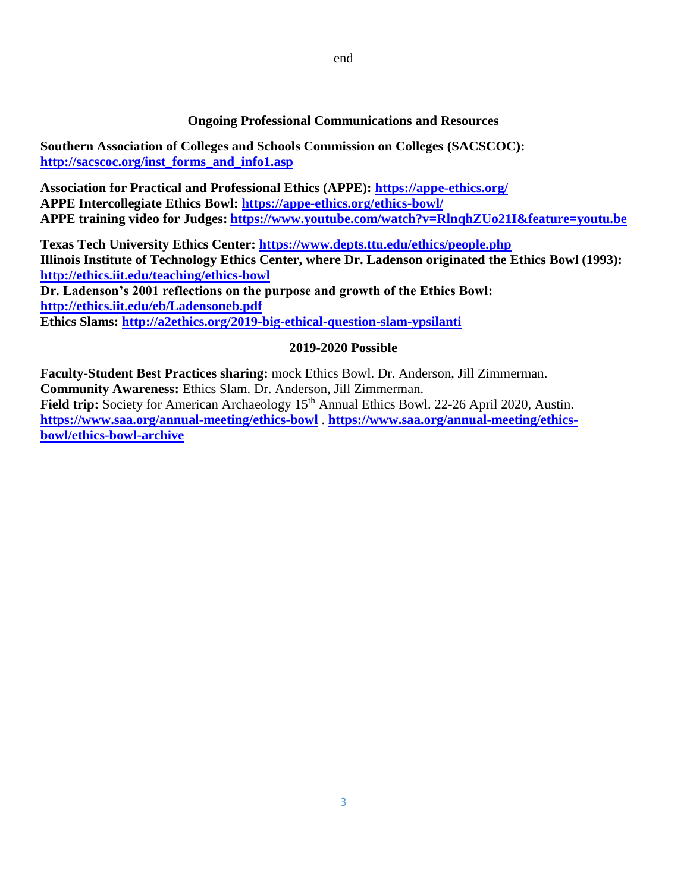end

## Ongoing Professional Communications and Resources

**Southern Association of Colleges and Schools Commission on Colleges (SACSCOC):** http://sacscoc.org/inst_forms_and_info1.asp

**Association for Practical and Professional Ethics (APPE):** https://appe-ethics.org/
**APPE Intercollegiate Ethics Bowl:** https://appe-ethics.org/ethics-bowl/
**APPE training video for Judges:** https://www.youtube.com/watch?v=RlnqhZUo21I&feature=youtu.be

**Texas Tech University Ethics Center:** https://www.depts.ttu.edu/ethics/people.php
**Illinois Institute of Technology Ethics Center, where Dr. Ladenson originated the Ethics Bowl (1993):** http://ethics.iit.edu/teaching/ethics-bowl
**Dr. Ladenson's 2001 reflections on the purpose and growth of the Ethics Bowl:** http://ethics.iit.edu/eb/Ladensoneb.pdf
**Ethics Slams:** http://a2ethics.org/2019-big-ethical-question-slam-ypsilanti

## 2019-2020 Possible

**Faculty-Student Best Practices sharing:** mock Ethics Bowl. Dr. Anderson, Jill Zimmerman.
**Community Awareness:** Ethics Slam. Dr. Anderson, Jill Zimmerman.
**Field trip:** Society for American Archaeology 15th Annual Ethics Bowl. 22-26 April 2020, Austin. https://www.saa.org/annual-meeting/ethics-bowl . https://www.saa.org/annual-meeting/ethics-bowl/ethics-bowl-archive